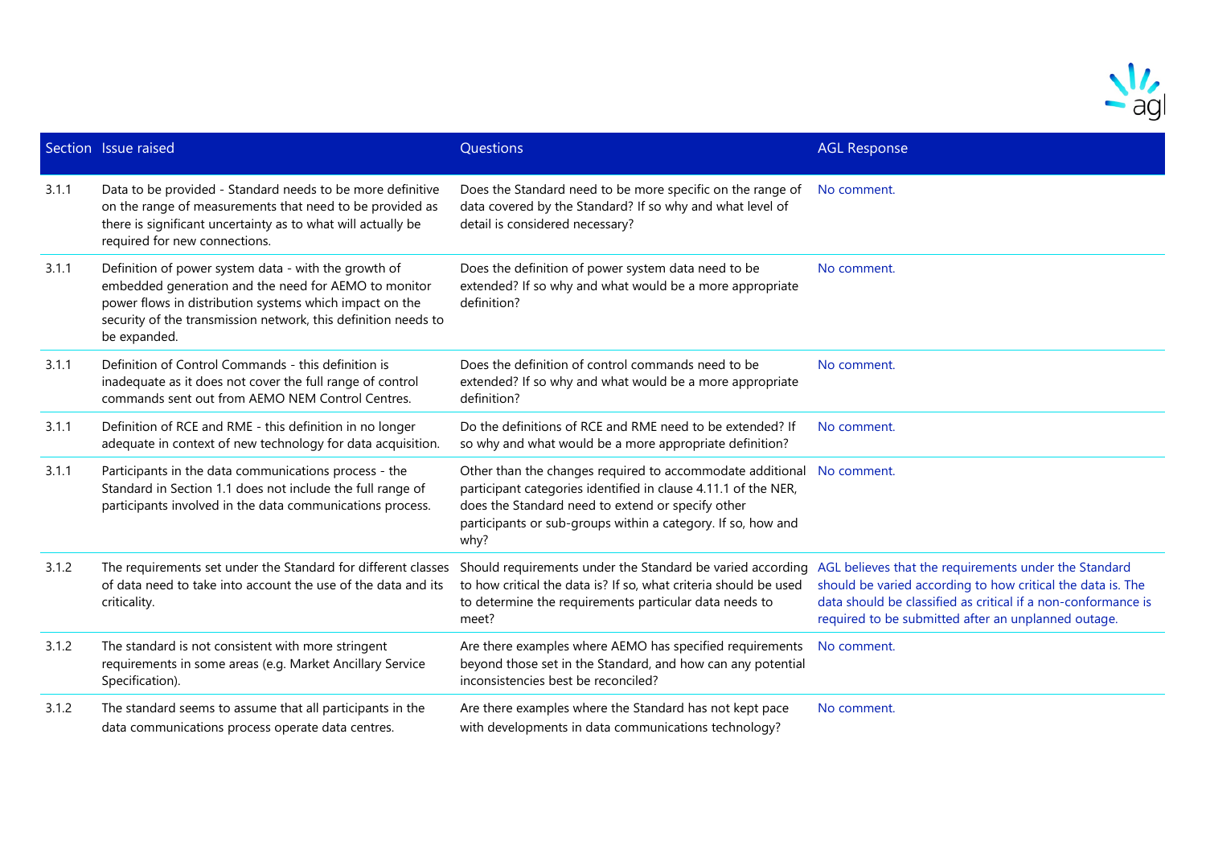| Section | Issue raised | Questions | AGL Response |
|---|---|---|---|
| 3.1.1 | Data to be provided - Standard needs to be more definitive on the range of measurements that need to be provided as there is significant uncertainty as to what will actually be required for new connections. | Does the Standard need to be more specific on the range of data covered by the Standard? If so why and what level of detail is considered necessary? | No comment. |
| 3.1.1 | Definition of power system data - with the growth of embedded generation and the need for AEMO to monitor power flows in distribution systems which impact on the security of the transmission network, this definition needs to be expanded. | Does the definition of power system data need to be extended? If so why and what would be a more appropriate definition? | No comment. |
| 3.1.1 | Definition of Control Commands - this definition is inadequate as it does not cover the full range of control commands sent out from AEMO NEM Control Centres. | Does the definition of control commands need to be extended? If so why and what would be a more appropriate definition? | No comment. |
| 3.1.1 | Definition of RCE and RME - this definition in no longer adequate in context of new technology for data acquisition. | Do the definitions of RCE and RME need to be extended? If so why and what would be a more appropriate definition? | No comment. |
| 3.1.1 | Participants in the data communications process - the Standard in Section 1.1 does not include the full range of participants involved in the data communications process. | Other than the changes required to accommodate additional participant categories identified in clause 4.11.1 of the NER, does the Standard need to extend or specify other participants or sub-groups within a category. If so, how and why? | No comment. |
| 3.1.2 | The requirements set under the Standard for different classes of data need to take into account the use of the data and its criticality. | Should requirements under the Standard be varied according to how critical the data is? If so, what criteria should be used to determine the requirements particular data needs to meet? | AGL believes that the requirements under the Standard should be varied according to how critical the data is. The data should be classified as critical if a non-conformance is required to be submitted after an unplanned outage. |
| 3.1.2 | The standard is not consistent with more stringent requirements in some areas (e.g. Market Ancillary Service Specification). | Are there examples where AEMO has specified requirements beyond those set in the Standard, and how can any potential inconsistencies best be reconciled? | No comment. |
| 3.1.2 | The standard seems to assume that all participants in the data communications process operate data centres. | Are there examples where the Standard has not kept pace with developments in data communications technology? | No comment. |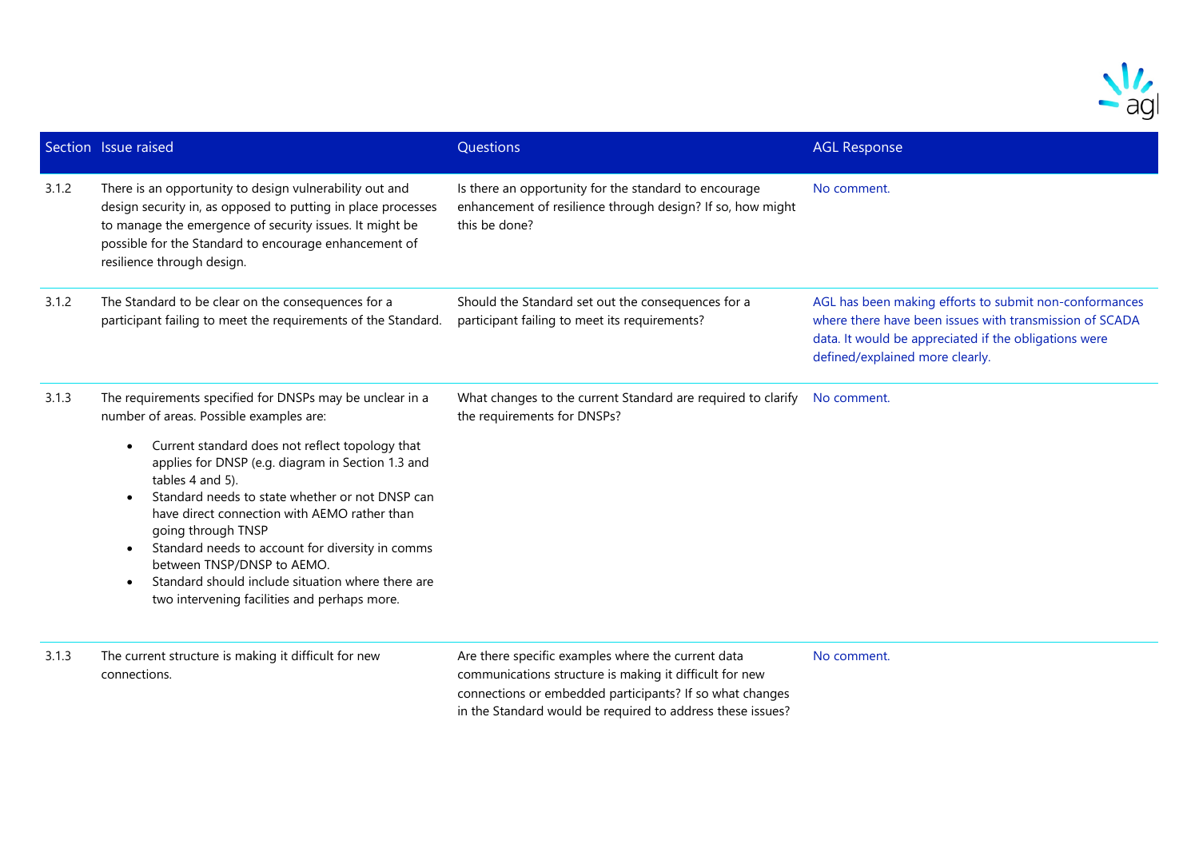| Section | Issue raised | Questions | AGL Response |
|---|---|---|---|
| 3.1.2 | There is an opportunity to design vulnerability out and design security in, as opposed to putting in place processes to manage the emergence of security issues. It might be possible for the Standard to encourage enhancement of resilience through design. | Is there an opportunity for the standard to encourage enhancement of resilience through design? If so, how might this be done? | No comment. |
| 3.1.2 | The Standard to be clear on the consequences for a participant failing to meet the requirements of the Standard. | Should the Standard set out the consequences for a participant failing to meet its requirements? | AGL has been making efforts to submit non-conformances where there have been issues with transmission of SCADA data. It would be appreciated if the obligations were defined/explained more clearly. |
| 3.1.3 | The requirements specified for DNSPs may be unclear in a number of areas. Possible examples are:<br>• Current standard does not reflect topology that applies for DNSP (e.g. diagram in Section 1.3 and tables 4 and 5).<br>• Standard needs to state whether or not DNSP can have direct connection with AEMO rather than going through TNSP<br>• Standard needs to account for diversity in comms between TNSP/DNSP to AEMO.<br>• Standard should include situation where there are two intervening facilities and perhaps more. | What changes to the current Standard are required to clarify the requirements for DNSPs? | No comment. |
| 3.1.3 | The current structure is making it difficult for new connections. | Are there specific examples where the current data communications structure is making it difficult for new connections or embedded participants? If so what changes in the Standard would be required to address these issues? | No comment. |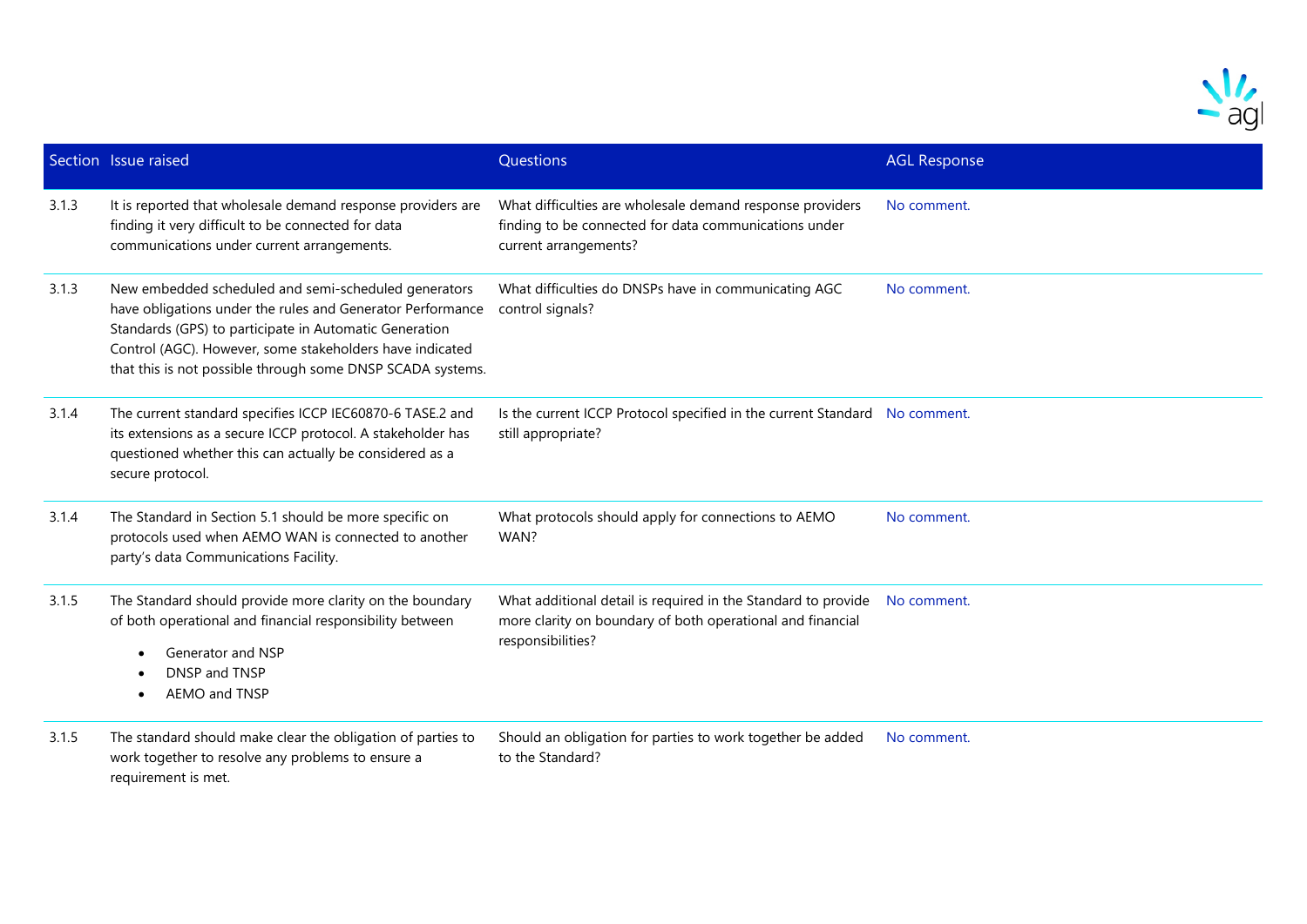| Section | Issue raised | Questions | AGL Response |
|---|---|---|---|
| 3.1.3 | It is reported that wholesale demand response providers are finding it very difficult to be connected for data communications under current arrangements. | What difficulties are wholesale demand response providers finding to be connected for data communications under current arrangements? | No comment. |
| 3.1.3 | New embedded scheduled and semi-scheduled generators have obligations under the rules and Generator Performance Standards (GPS) to participate in Automatic Generation Control (AGC). However, some stakeholders have indicated that this is not possible through some DNSP SCADA systems. | What difficulties do DNSPs have in communicating AGC control signals? | No comment. |
| 3.1.4 | The current standard specifies ICCP IEC60870-6 TASE.2 and its extensions as a secure ICCP protocol. A stakeholder has questioned whether this can actually be considered as a secure protocol. | Is the current ICCP Protocol specified in the current Standard still appropriate? | No comment. |
| 3.1.4 | The Standard in Section 5.1 should be more specific on protocols used when AEMO WAN is connected to another party's data Communications Facility. | What protocols should apply for connections to AEMO WAN? | No comment. |
| 3.1.5 | The Standard should provide more clarity on the boundary of both operational and financial responsibility between<br>• Generator and NSP<br>• DNSP and TNSP<br>• AEMO and TNSP | What additional detail is required in the Standard to provide more clarity on boundary of both operational and financial responsibilities? | No comment. |
| 3.1.5 | The standard should make clear the obligation of parties to work together to resolve any problems to ensure a requirement is met. | Should an obligation for parties to work together be added to the Standard? | No comment. |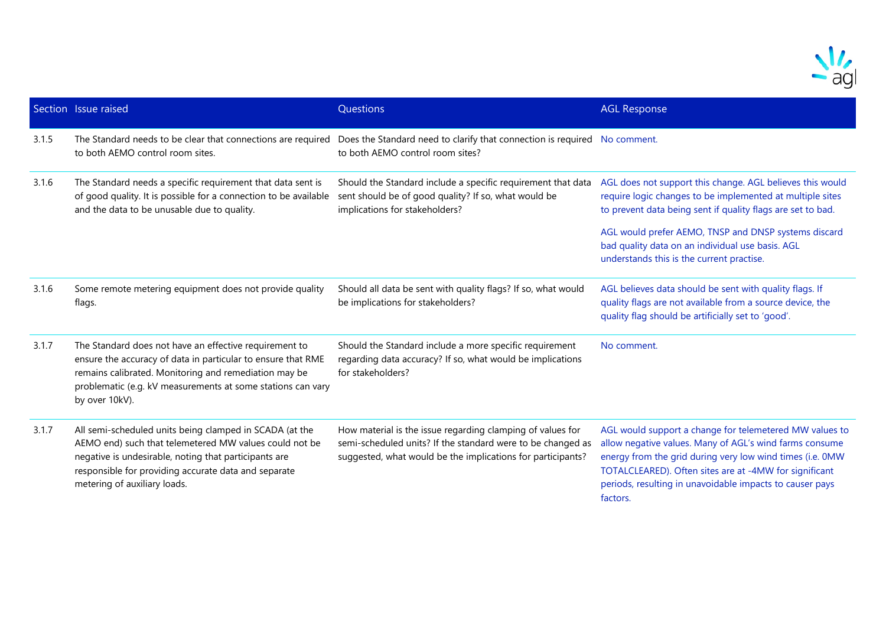| Section | Issue raised | Questions | AGL Response |
|---|---|---|---|
| 3.1.5 | The Standard needs to be clear that connections are required to both AEMO control room sites. | Does the Standard need to clarify that connection is required to both AEMO control room sites? | No comment. |
| 3.1.6 | The Standard needs a specific requirement that data sent is of good quality. It is possible for a connection to be available and the data to be unusable due to quality. | Should the Standard include a specific requirement that data sent should be of good quality? If so, what would be implications for stakeholders? | AGL does not support this change. AGL believes this would require logic changes to be implemented at multiple sites to prevent data being sent if quality flags are set to bad.<br><br>AGL would prefer AEMO, TNSP and DNSP systems discard bad quality data on an individual use basis. AGL understands this is the current practise. |
| 3.1.6 | Some remote metering equipment does not provide quality flags. | Should all data be sent with quality flags? If so, what would be implications for stakeholders? | AGL believes data should be sent with quality flags. If quality flags are not available from a source device, the quality flag should be artificially set to 'good'. |
| 3.1.7 | The Standard does not have an effective requirement to ensure the accuracy of data in particular to ensure that RME remains calibrated. Monitoring and remediation may be problematic (e.g. kV measurements at some stations can vary by over 10kV). | Should the Standard include a more specific requirement regarding data accuracy? If so, what would be implications for stakeholders? | No comment. |
| 3.1.7 | All semi-scheduled units being clamped in SCADA (at the AEMO end) such that telemetered MW values could not be negative is undesirable, noting that participants are responsible for providing accurate data and separate metering of auxiliary loads. | How material is the issue regarding clamping of values for semi-scheduled units? If the standard were to be changed as suggested, what would be the implications for participants? | AGL would support a change for telemetered MW values to allow negative values. Many of AGL's wind farms consume energy from the grid during very low wind times (i.e. 0MW TOTALCLEARED). Often sites are at -4MW for significant periods, resulting in unavoidable impacts to causer pays factors. |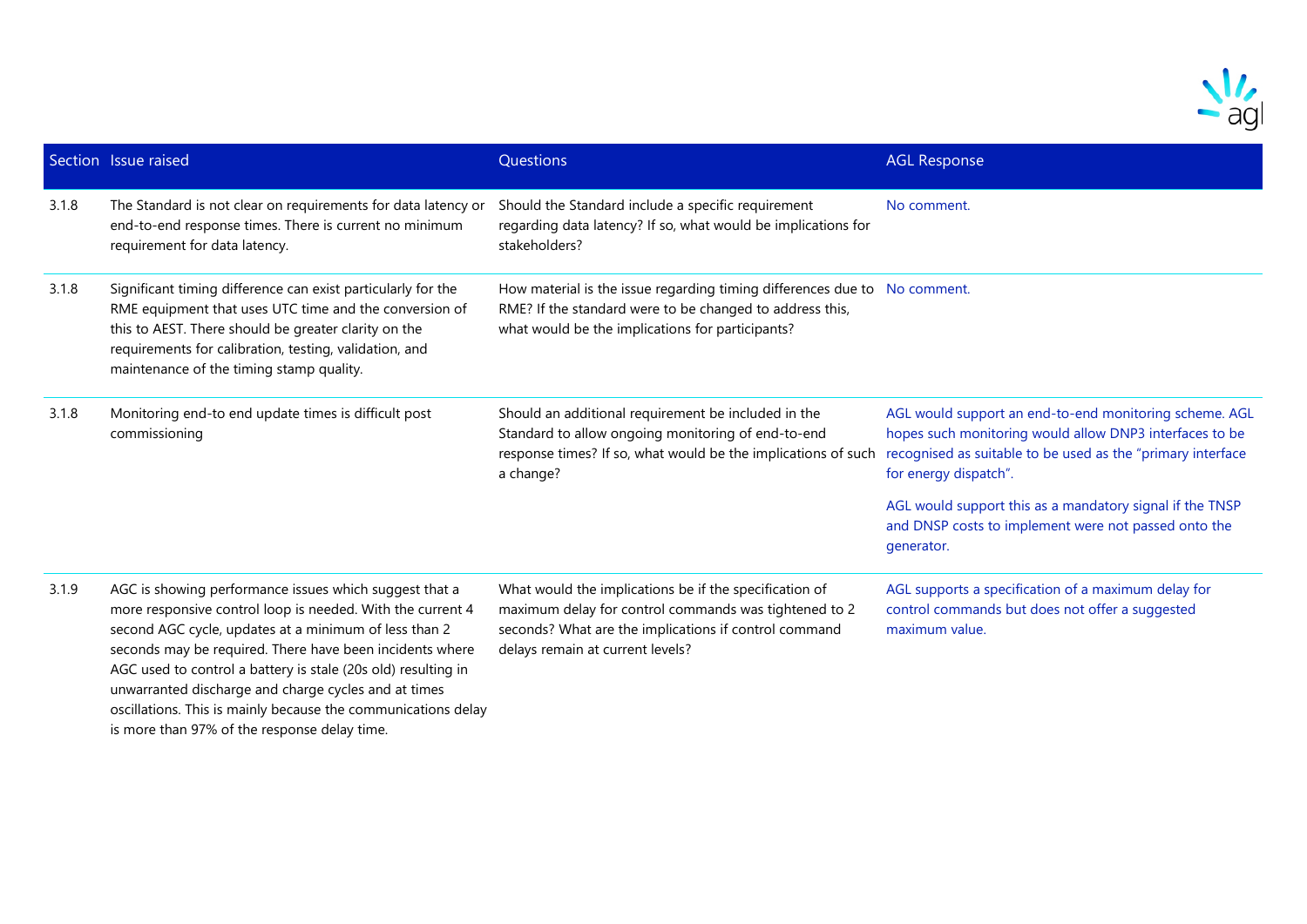| Section | Issue raised | Questions | AGL Response |
|---|---|---|---|
| 3.1.8 | The Standard is not clear on requirements for data latency or end-to-end response times. There is current no minimum requirement for data latency. | Should the Standard include a specific requirement regarding data latency? If so, what would be implications for stakeholders? | No comment. |
| 3.1.8 | Significant timing difference can exist particularly for the RME equipment that uses UTC time and the conversion of this to AEST. There should be greater clarity on the requirements for calibration, testing, validation, and maintenance of the timing stamp quality. | How material is the issue regarding timing differences due to RME? If the standard were to be changed to address this, what would be the implications for participants? | No comment. |
| 3.1.8 | Monitoring end-to end update times is difficult post commissioning | Should an additional requirement be included in the Standard to allow ongoing monitoring of end-to-end response times? If so, what would be the implications of such a change? | AGL would support an end-to-end monitoring scheme. AGL hopes such monitoring would allow DNP3 interfaces to be recognised as suitable to be used as the "primary interface for energy dispatch".<br><br>AGL would support this as a mandatory signal if the TNSP and DNSP costs to implement were not passed onto the generator. |
| 3.1.9 | AGC is showing performance issues which suggest that a more responsive control loop is needed. With the current 4 second AGC cycle, updates at a minimum of less than 2 seconds may be required. There have been incidents where AGC used to control a battery is stale (20s old) resulting in unwarranted discharge and charge cycles and at times oscillations. This is mainly because the communications delay is more than 97% of the response delay time. | What would the implications be if the specification of maximum delay for control commands was tightened to 2 seconds? What are the implications if control command delays remain at current levels? | AGL supports a specification of a maximum delay for control commands but does not offer a suggested maximum value. |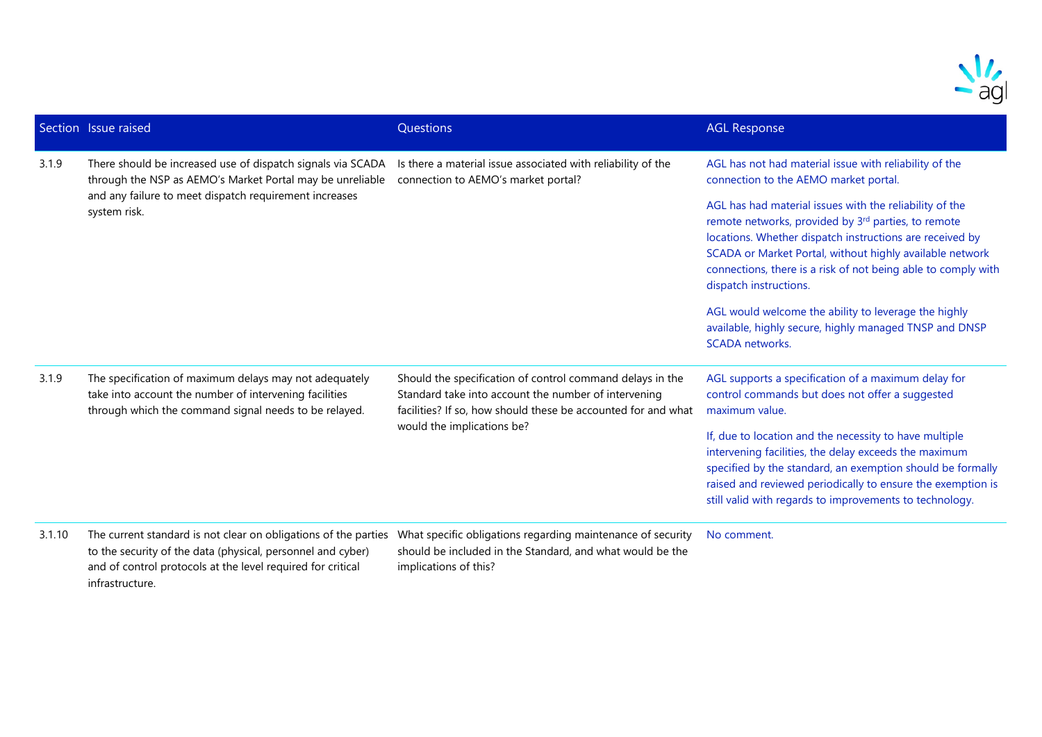| Section | Issue raised | Questions | AGL Response |
|---|---|---|---|
| 3.1.9 | There should be increased use of dispatch signals via SCADA through the NSP as AEMO's Market Portal may be unreliable and any failure to meet dispatch requirement increases system risk. | Is there a material issue associated with reliability of the connection to AEMO's market portal? | AGL has not had material issue with reliability of the connection to the AEMO market portal.<br><br>AGL has had material issues with the reliability of the remote networks, provided by 3rd parties, to remote locations. Whether dispatch instructions are received by SCADA or Market Portal, without highly available network connections, there is a risk of not being able to comply with dispatch instructions.<br><br>AGL would welcome the ability to leverage the highly available, highly secure, highly managed TNSP and DNSP SCADA networks. |
| 3.1.9 | The specification of maximum delays may not adequately take into account the number of intervening facilities through which the command signal needs to be relayed. | Should the specification of control command delays in the Standard take into account the number of intervening facilities? If so, how should these be accounted for and what would the implications be? | AGL supports a specification of a maximum delay for control commands but does not offer a suggested maximum value.<br><br>If, due to location and the necessity to have multiple intervening facilities, the delay exceeds the maximum specified by the standard, an exemption should be formally raised and reviewed periodically to ensure the exemption is still valid with regards to improvements to technology. |
| 3.1.10 | The current standard is not clear on obligations of the parties to the security of the data (physical, personnel and cyber) and of control protocols at the level required for critical infrastructure. | What specific obligations regarding maintenance of security should be included in the Standard, and what would be the implications of this? | No comment. |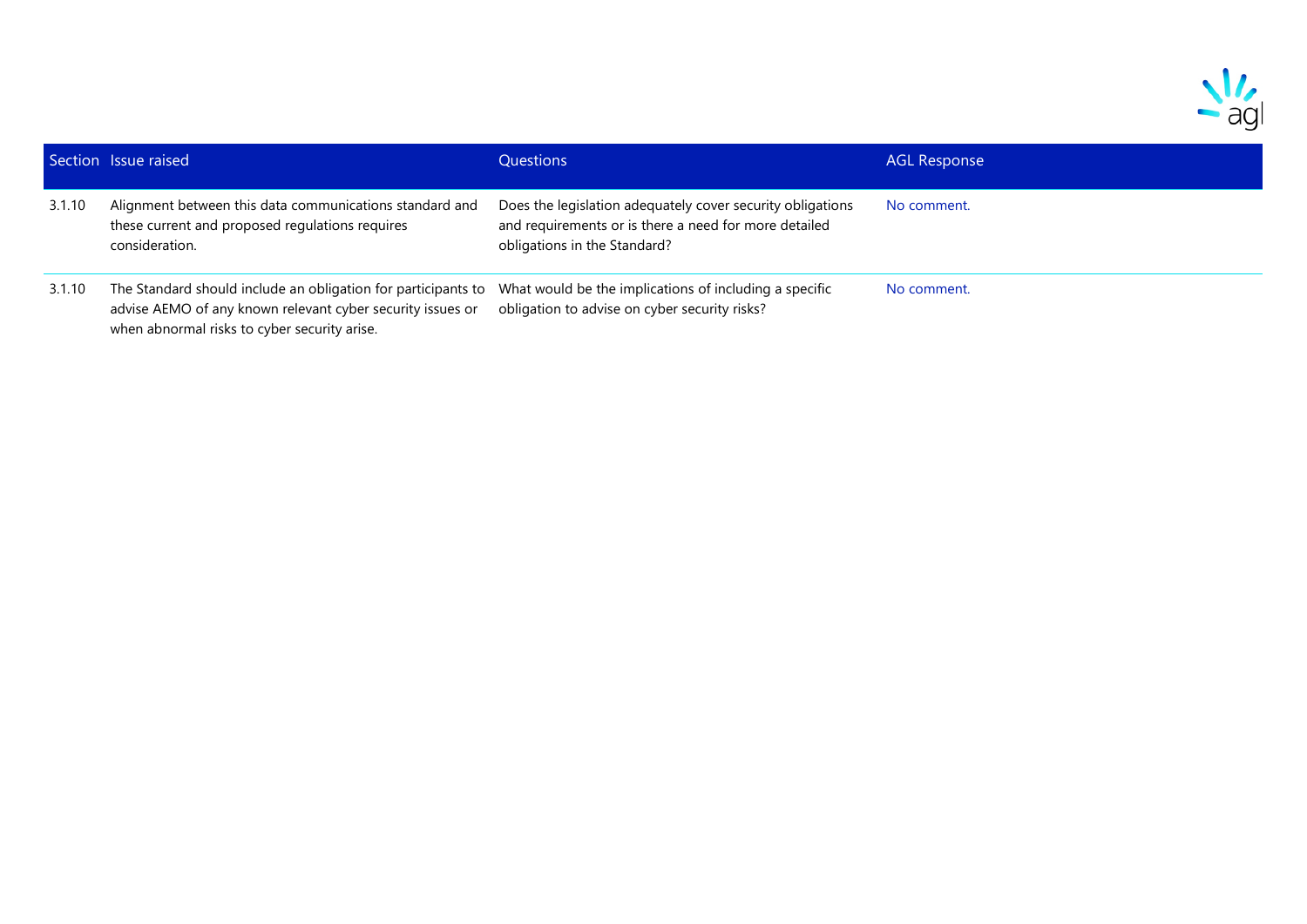| Section | Issue raised | Questions | AGL Response |
| --- | --- | --- | --- |
| 3.1.10 | Alignment between this data communications standard and these current and proposed regulations requires consideration. | Does the legislation adequately cover security obligations and requirements or is there a need for more detailed obligations in the Standard? | No comment. |
| 3.1.10 | The Standard should include an obligation for participants to advise AEMO of any known relevant cyber security issues or when abnormal risks to cyber security arise. | What would be the implications of including a specific obligation to advise on cyber security risks? | No comment. |